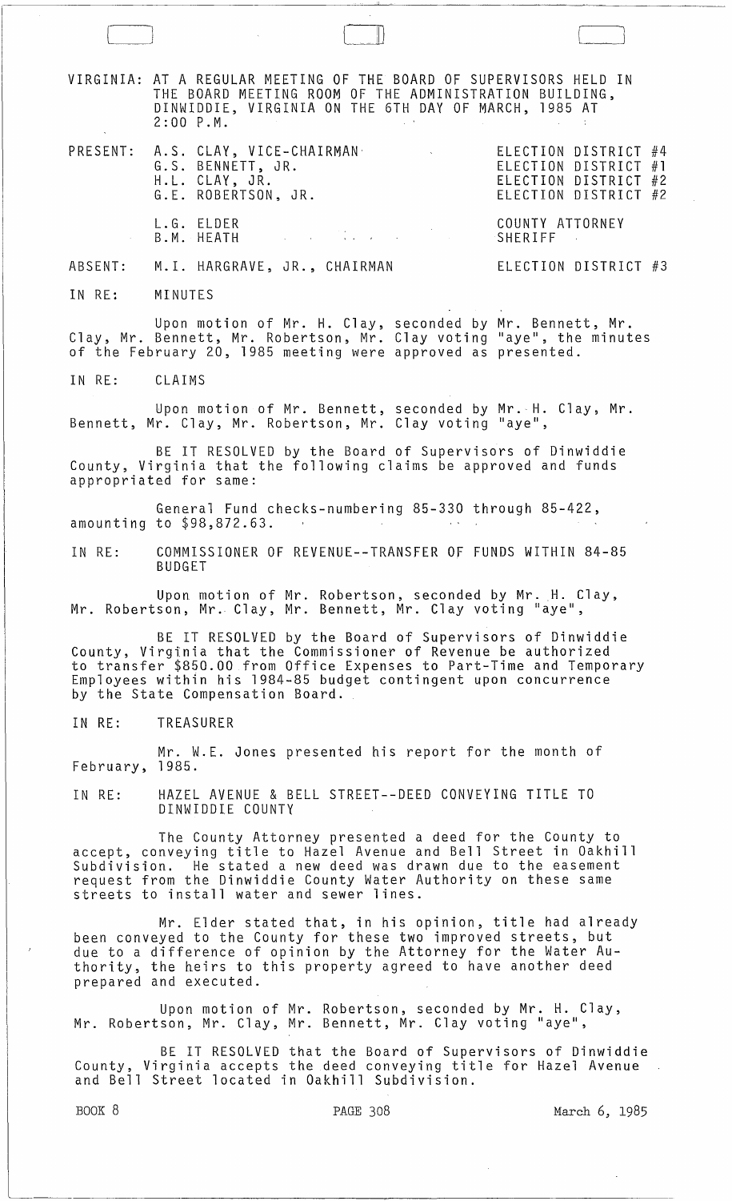VIRGINIA: AT A REGULAR MEETING OF THE BOARD OF SUPERVISORS HELD IN THE BOARD MEETING ROOM OF THE ADMINISTRATION BUILDING, DINWIDDIE, VIRGINIA ON THE 6TH DAY OF MARCH, 1985 AT 2:00 P.M.

| | | |
|---|---|---|
| PRESENT: | A.S. CLAY, VICE-CHAIRMAN | ELECTION DISTRICT #4 |
| | G.S. BENNETT, JR. | ELECTION DISTRICT #1 |
| | H.L. CLAY, JR. | ELECTION DISTRICT #2 |
| | G.E. ROBERTSON, JR. | ELECTION DISTRICT #2 |
| | L.G. ELDER | COUNTY ATTORNEY |
| | B.M. HEATH | SHERIFF |
| ABSENT: | M.I. HARGRAVE, JR., CHAIRMAN | ELECTION DISTRICT #3 |

IN RE: MINUTES

Upon motion of Mr. H. Clay, seconded by Mr. Bennett, Mr. Clay, Mr. Bennett, Mr. Robertson, Mr. Clay voting "aye", the minutes of the February 20, 1985 meeting were approved as presented.

IN RE: CLAIMS

Upon motion of Mr. Bennett, seconded by Mr. H. Clay, Mr. Bennett, Mr. Clay, Mr. Robertson, Mr. Clay voting "aye",

BE IT RESOLVED by the Board of Supervisors of Dinwiddie County, Virginia that the following claims be approved and funds appropriated for same:

General Fund checks-numbering 85-330 through 85-422, amounting to $98,872.63.

IN RE: COMMISSIONER OF REVENUE--TRANSFER OF FUNDS WITHIN 84-85 BUDGET

Upon motion of Mr. Robertson, seconded by Mr. H. Clay, Mr. Robertson, Mr. Clay, Mr. Bennett, Mr. Clay voting "aye",

BE IT RESOLVED by the Board of Supervisors of Dinwiddie County, Virginia that the Commissioner of Revenue be authorized to transfer $850.00 from Office Expenses to Part-Time and Temporary Employees within his 1984-85 budget contingent upon concurrence by the State Compensation Board.

IN RE: TREASURER

Mr. W.E. Jones presented his report for the month of February, 1985.

IN RE: HAZEL AVENUE & BELL STREET--DEED CONVEYING TITLE TO DINWIDDIE COUNTY

The County Attorney presented a deed for the County to accept, conveying title to Hazel Avenue and Bell Street in Oakhill Subdivision. He stated a new deed was drawn due to the easement request from the Dinwiddie County Water Authority on these same streets to install water and sewer lines.

Mr. Elder stated that, in his opinion, title had already been conveyed to the County for these two improved streets, but due to a difference of opinion by the Attorney for the Water Authority, the heirs to this property agreed to have another deed prepared and executed.

Upon motion of Mr. Robertson, seconded by Mr. H. Clay, Mr. Robertson, Mr. Clay, Mr. Bennett, Mr. Clay voting "aye",

BE IT RESOLVED that the Board of Supervisors of Dinwiddie County, Virginia accepts the deed conveying title for Hazel Avenue and Bell Street located in Oakhill Subdivision.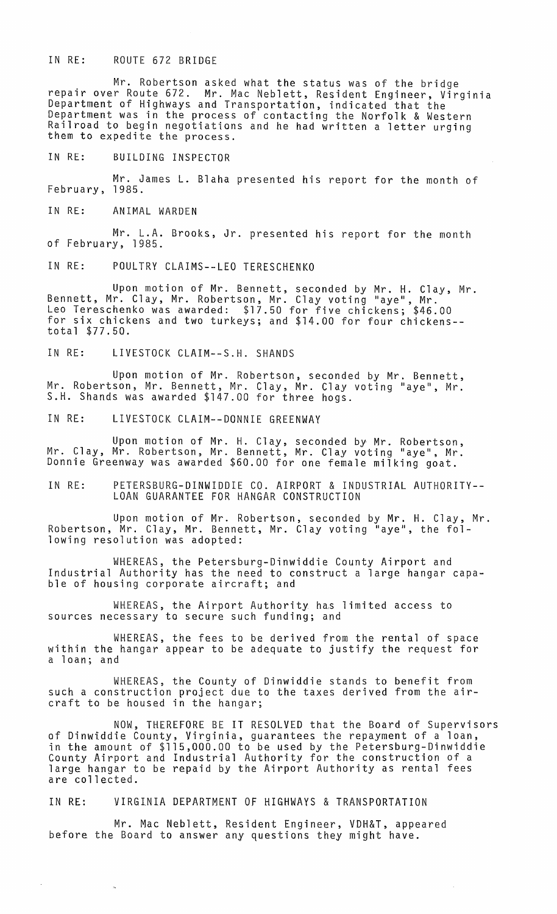IN RE: ROUTE 672 BRIDGE

Mr. Robertson asked what the status was of the bridge repair over Route 672. Mr. Mac Neblett, Resident Engineer, Virginia Department of Highways and Transportation, indicated that the Department was in the process of contacting the Norfolk & Western Railroad to begin negotiations and he had written a letter urging them to expedite the process.

IN RE: BUILDING INSPECTOR

Mr. James L. Blaha presented his report for the month of February, 1985.

IN RE: ANIMAL WARDEN

Mr. L.A. Brooks, Jr. presented his report for the month of February, 1985.

IN RE: POULTRY CLAIMS--LEO TERESCHENKO

Upon motion of Mr. Bennett, seconded by Mr. H. Clay, Mr. Bennett, Mr. Clay, Mr. Robertson, Mr. Clay voting "aye", Mr. Leo Tereschenko was awarded: $17.50 for five chickens; $46.00 for six chickens and two turkeys; and $14.00 for four chickens--total $77.50.

IN RE: LIVESTOCK CLAIM--S.H. SHANDS

Upon motion of Mr. Robertson, seconded by Mr. Bennett, Mr. Robertson, Mr. Bennett, Mr. Clay, Mr. Clay voting "aye", Mr. S.H. Shands was awarded $147.00 for three hogs.

IN RE: LIVESTOCK CLAIM--DONNIE GREENWAY

Upon motion of Mr. H. Clay, seconded by Mr. Robertson, Mr. Clay, Mr. Robertson, Mr. Bennett, Mr. Clay voting "aye", Mr. Donnie Greenway was awarded $60.00 for one female milking goat.

IN RE: PETERSBURG-DINWIDDIE CO. AIRPORT & INDUSTRIAL AUTHORITY-- LOAN GUARANTEE FOR HANGAR CONSTRUCTION

Upon motion of Mr. Robertson, seconded by Mr. H. Clay, Mr. Robertson, Mr. Clay, Mr. Bennett, Mr. Clay voting "aye", the following resolution was adopted:

WHEREAS, the Petersburg-Dinwiddie County Airport and Industrial Authority has the need to construct a large hangar capable of housing corporate aircraft; and

WHEREAS, the Airport Authority has limited access to sources necessary to secure such funding; and

WHEREAS, the fees to be derived from the rental of space within the hangar appear to be adequate to justify the request for a loan; and

WHEREAS, the County of Dinwiddie stands to benefit from such a construction project due to the taxes derived from the aircraft to be housed in the hangar;

NOW, THEREFORE BE IT RESOLVED that the Board of Supervisors of Dinwiddie County, Virginia, guarantees the repayment of a loan, in the amount of $115,000.00 to be used by the Petersburg-Dinwiddie County Airport and Industrial Authority for the construction of a large hangar to be repaid by the Airport Authority as rental fees are collected.

IN RE: VIRGINIA DEPARTMENT OF HIGHWAYS & TRANSPORTATION

Mr. Mac Neblett, Resident Engineer, VDH&T, appeared before the Board to answer any questions they might have.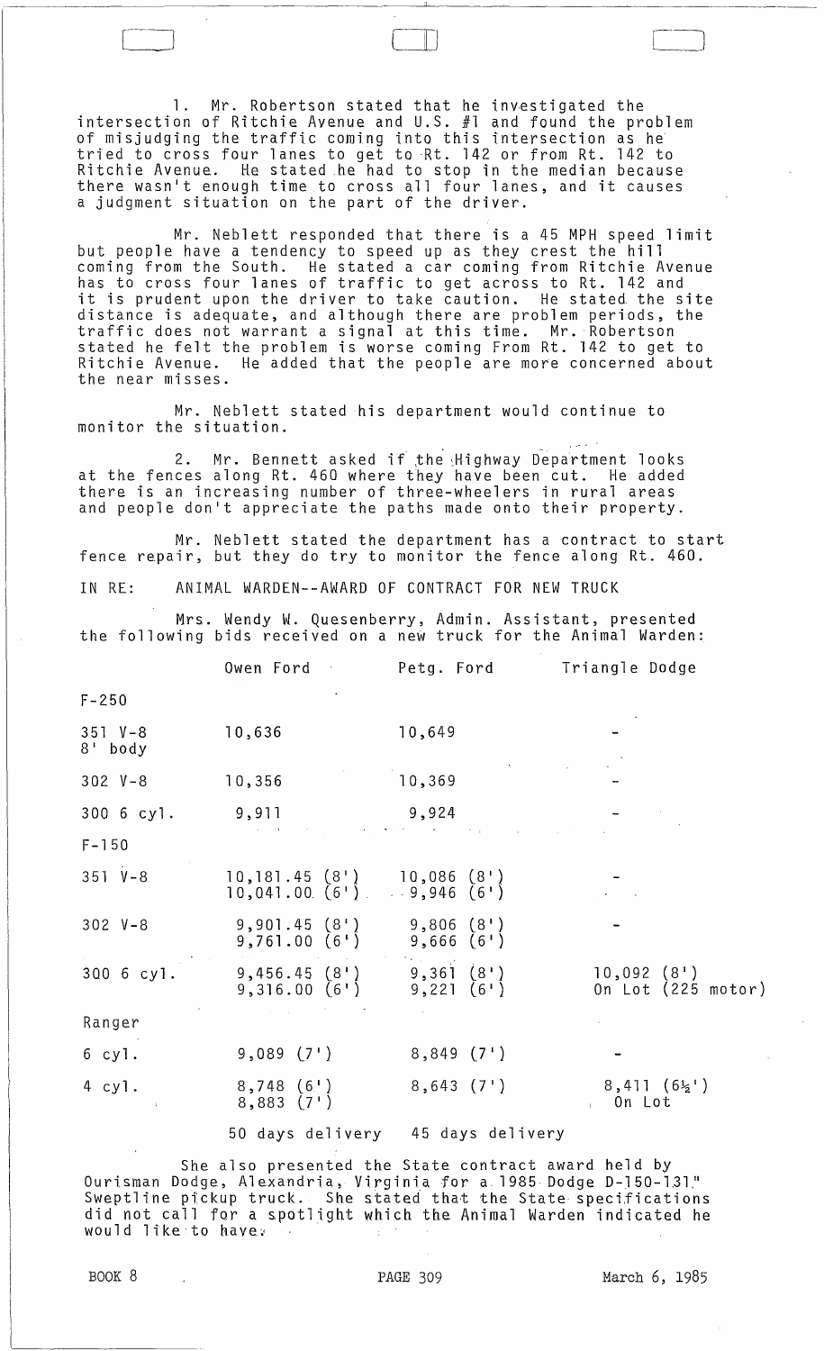1. Mr. Robertson stated that he investigated the intersection of Ritchie Avenue and U.S. #1 and found the problem of misjudging the traffic coming into this intersection as he tried to cross four lanes to get to Rt. 142 or from Rt. 142 to Ritchie Avenue. He stated he had to stop in the median because there wasn't enough time to cross all four lanes, and it causes a judgment situation on the part of the driver.

Mr. Neblett responded that there is a 45 MPH speed limit but people have a tendency to speed up as they crest the hill coming from the South. He stated a car coming from Ritchie Avenue has to cross four lanes of traffic to get across to Rt. 142 and it is prudent upon the driver to take caution. He stated the site distance is adequate, and although there are problem periods, the traffic does not warrant a signal at this time. Mr. Robertson stated he felt the problem is worse coming From Rt. 142 to get to Ritchie Avenue. He added that the people are more concerned about the near misses.

Mr. Neblett stated his department would continue to monitor the situation.

2. Mr. Bennett asked if the Highway Department looks at the fences along Rt. 460 where they have been cut. He added there is an increasing number of three-wheelers in rural areas and people don't appreciate the paths made onto their property.

Mr. Neblett stated the department has a contract to start fence repair, but they do try to monitor the fence along Rt. 460.

IN RE: ANIMAL WARDEN--AWARD OF CONTRACT FOR NEW TRUCK

Mrs. Wendy W. Quesenberry, Admin. Assistant, presented the following bids received on a new truck for the Animal Warden:

| | Owen Ford | Petg. Ford | Triangle Dodge |
|---|---|---|---|
| F-250 | | | |
| 351 V-8 8' body | 10,636 | 10,649 | - |
| 302 V-8 | 10,356 | 10,369 | - |
| 300 6 cyl. | 9,911 | 9,924 | - |
| F-150 | | | |
| 351 V-8 | 10,181.45 (8')<br>10,041.00 (6') | 10,086 (8')<br>9,946 (6') | - |
| 302 V-8 | 9,901.45 (8')<br>9,761.00 (6') | 9,806 (8')<br>9,666 (6') | - |
| 300 6 cyl. | 9,456.45 (8')<br>9,316.00 (6') | 9,361 (8')<br>9,221 (6') | 10,092 (8')<br>On Lot (225 motor) |
| Ranger | | | |
| 6 cyl. | 9,089 (7') | 8,849 (7') | - |
| 4 cyl. | 8,748 (6')<br>8,883 (7') | 8,643 (7') | 8,411 (6½')<br>On Lot |
| | 50 days delivery | 45 days delivery | |

She also presented the State contract award held by Ourisman Dodge, Alexandria, Virginia for a 1985 Dodge D-150-131" Sweptline pickup truck. She stated that the State specifications did not call for a spotlight which the Animal Warden indicated he would like to have.

BOOK 8 PAGE 309 March 6, 1985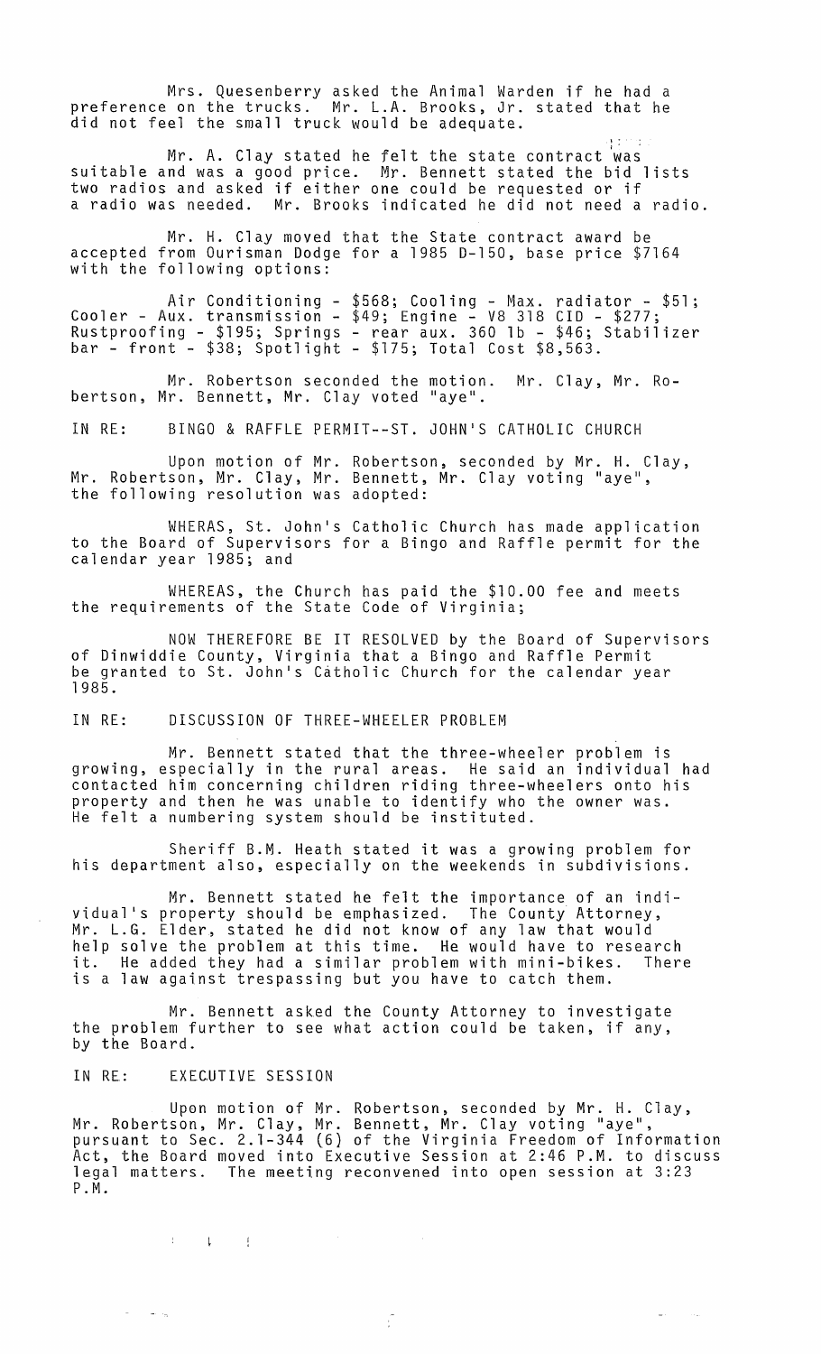Mrs. Quesenberry asked the Animal Warden if he had a preference on the trucks. Mr. L.A. Brooks, Jr. stated that he did not feel the small truck would be adequate.

Mr. A. Clay stated he felt the state contract was suitable and was a good price. Mr. Bennett stated the bid lists two radios and asked if either one could be requested or if a radio was needed. Mr. Brooks indicated he did not need a radio.

Mr. H. Clay moved that the State contract award be accepted from Ourisman Dodge for a 1985 D-150, base price $7164 with the following options:

Air Conditioning - $568; Cooling - Max. radiator - $51; Cooler - Aux. transmission - $49; Engine - V8 318 CID - $277; Rustproofing - $195; Springs - rear aux. 360 lb - $46; Stabilizer bar - front - $38; Spotlight - $175; Total Cost $8,563.

Mr. Robertson seconded the motion. Mr. Clay, Mr. Robertson, Mr. Bennett, Mr. Clay voted "aye".

IN RE: BINGO & RAFFLE PERMIT--ST. JOHN'S CATHOLIC CHURCH

Upon motion of Mr. Robertson, seconded by Mr. H. Clay, Mr. Robertson, Mr. Clay, Mr. Bennett, Mr. Clay voting "aye", the following resolution was adopted:

WHERAS, St. John's Catholic Church has made application to the Board of Supervisors for a Bingo and Raffle permit for the calendar year 1985; and

WHEREAS, the Church has paid the $10.00 fee and meets the requirements of the State Code of Virginia;

NOW THEREFORE BE IT RESOLVED by the Board of Supervisors of Dinwiddie County, Virginia that a Bingo and Raffle Permit be granted to St. John's Catholic Church for the calendar year 1985.

IN RE: DISCUSSION OF THREE-WHEELER PROBLEM

Mr. Bennett stated that the three-wheeler problem is growing, especially in the rural areas. He said an individual had contacted him concerning children riding three-wheelers onto his property and then he was unable to identify who the owner was. He felt a numbering system should be instituted.

Sheriff B.M. Heath stated it was a growing problem for his department also, especially on the weekends in subdivisions.

Mr. Bennett stated he felt the importance of an individual's property should be emphasized. The County Attorney, Mr. L.G. Elder, stated he did not know of any law that would help solve the problem at this time. He would have to research it. He added they had a similar problem with mini-bikes. There is a law against trespassing but you have to catch them.

Mr. Bennett asked the County Attorney to investigate the problem further to see what action could be taken, if any, by the Board.

IN RE: EXECUTIVE SESSION

Upon motion of Mr. Robertson, seconded by Mr. H. Clay, Mr. Robertson, Mr. Clay, Mr. Bennett, Mr. Clay voting "aye", pursuant to Sec. 2.1-344 (6) of the Virginia Freedom of Information Act, the Board moved into Executive Session at 2:46 P.M. to discuss legal matters. The meeting reconvened into open session at 3:23 P.M.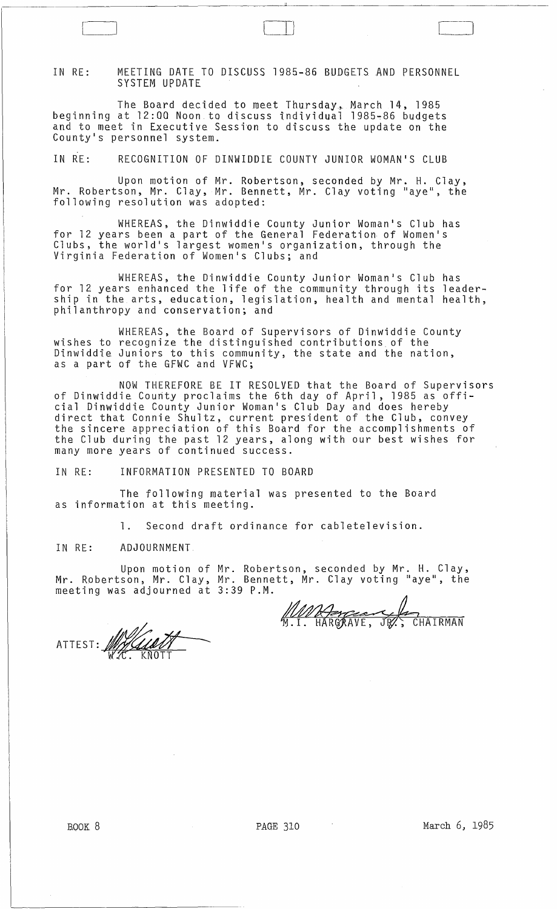IN RE: MEETING DATE TO DISCUSS 1985-86 BUDGETS AND PERSONNEL SYSTEM UPDATE

The Board decided to meet Thursday, March 14, 1985 beginning at 12:00 Noon to discuss individual 1985-86 budgets and to meet in Executive Session to discuss the update on the County's personnel system.

IN RE: RECOGNITION OF DINWIDDIE COUNTY JUNIOR WOMAN'S CLUB

Upon motion of Mr. Robertson, seconded by Mr. H. Clay, Mr. Robertson, Mr. Clay, Mr. Bennett, Mr. Clay voting "aye", the following resolution was adopted:

WHEREAS, the Dinwiddie County Junior Woman's Club has for 12 years been a part of the General Federation of Women's Clubs, the world's largest women's organization, through the Virginia Federation of Women's Clubs; and

WHEREAS, the Dinwiddie County Junior Woman's Club has for 12 years enhanced the life of the community through its leadership in the arts, education, legislation, health and mental health, philanthropy and conservation; and

WHEREAS, the Board of Supervisors of Dinwiddie County wishes to recognize the distinguished contributions of the Dinwiddie Juniors to this community, the state and the nation, as a part of the GFWC and VFWC;

NOW THEREFORE BE IT RESOLVED that the Board of Supervisors of Dinwiddie County proclaims the 6th day of April, 1985 as official Dinwiddie County Junior Woman's Club Day and does hereby direct that Connie Shultz, current president of the Club, convey the sincere appreciation of this Board for the accomplishments of the Club during the past 12 years, along with our best wishes for many more years of continued success.

IN RE: INFORMATION PRESENTED TO BOARD

The following material was presented to the Board as information at this meeting.

1. Second draft ordinance for cabletelevision.

IN RE: ADJOURNMENT

Upon motion of Mr. Robertson, seconded by Mr. H. Clay, Mr. Robertson, Mr. Clay, Mr. Bennett, Mr. Clay voting "aye", the meeting was adjourned at 3:39 P.M.

M.I. HARGRAVE, JR., CHAIRMAN

ATTEST: W.C. KNOTT

BOOK 8 PAGE 310 March 6, 1985